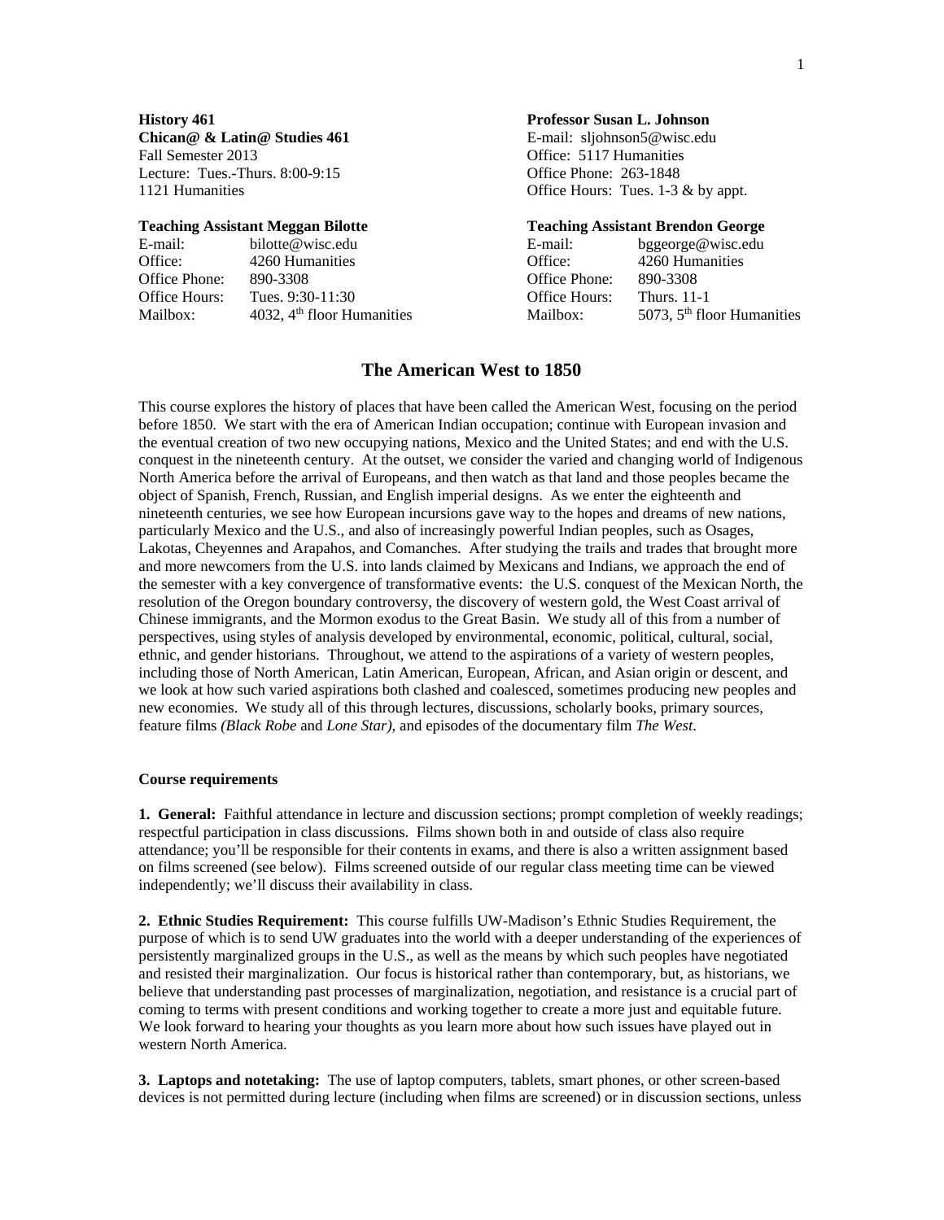**History 461**
**Chican@ & Latin@ Studies 461**
Fall Semester 2013
Lecture: Tues.-Thurs. 8:00-9:15
1121 Humanities

**Professor Susan L. Johnson**
E-mail: sljohnson5@wisc.edu
Office: 5117 Humanities
Office Phone: 263-1848
Office Hours: Tues. 1-3 & by appt.

**Teaching Assistant Meggan Bilotte**

| | |
|---|---|
| E-mail: | bilotte@wisc.edu |
| Office: | 4260 Humanities |
| Office Phone: | 890-3308 |
| Office Hours: | Tues. 9:30-11:30 |
| Mailbox: | 4032, 4th floor Humanities |

**Teaching Assistant Brendon George**

| | |
|---|---|
| E-mail: | bggeorge@wisc.edu |
| Office: | 4260 Humanities |
| Office Phone: | 890-3308 |
| Office Hours: | Thurs. 11-1 |
| Mailbox: | 5073, 5th floor Humanities |

# The American West to 1850

This course explores the history of places that have been called the American West, focusing on the period before 1850. We start with the era of American Indian occupation; continue with European invasion and the eventual creation of two new occupying nations, Mexico and the United States; and end with the U.S. conquest in the nineteenth century. At the outset, we consider the varied and changing world of Indigenous North America before the arrival of Europeans, and then watch as that land and those peoples became the object of Spanish, French, Russian, and English imperial designs. As we enter the eighteenth and nineteenth centuries, we see how European incursions gave way to the hopes and dreams of new nations, particularly Mexico and the U.S., and also of increasingly powerful Indian peoples, such as Osages, Lakotas, Cheyennes and Arapahos, and Comanches. After studying the trails and trades that brought more and more newcomers from the U.S. into lands claimed by Mexicans and Indians, we approach the end of the semester with a key convergence of transformative events: the U.S. conquest of the Mexican North, the resolution of the Oregon boundary controversy, the discovery of western gold, the West Coast arrival of Chinese immigrants, and the Mormon exodus to the Great Basin. We study all of this from a number of perspectives, using styles of analysis developed by environmental, economic, political, cultural, social, ethnic, and gender historians. Throughout, we attend to the aspirations of a variety of western peoples, including those of North American, Latin American, European, African, and Asian origin or descent, and we look at how such varied aspirations both clashed and coalesced, sometimes producing new peoples and new economies. We study all of this through lectures, discussions, scholarly books, primary sources, feature films *(Black Robe* and *Lone Star),* and episodes of the documentary film *The West*.

### Course requirements

**1. General:** Faithful attendance in lecture and discussion sections; prompt completion of weekly readings; respectful participation in class discussions. Films shown both in and outside of class also require attendance; you'll be responsible for their contents in exams, and there is also a written assignment based on films screened (see below). Films screened outside of our regular class meeting time can be viewed independently; we'll discuss their availability in class.

**2. Ethnic Studies Requirement:** This course fulfills UW-Madison's Ethnic Studies Requirement, the purpose of which is to send UW graduates into the world with a deeper understanding of the experiences of persistently marginalized groups in the U.S., as well as the means by which such peoples have negotiated and resisted their marginalization. Our focus is historical rather than contemporary, but, as historians, we believe that understanding past processes of marginalization, negotiation, and resistance is a crucial part of coming to terms with present conditions and working together to create a more just and equitable future. We look forward to hearing your thoughts as you learn more about how such issues have played out in western North America.

**3. Laptops and notetaking:** The use of laptop computers, tablets, smart phones, or other screen-based devices is not permitted during lecture (including when films are screened) or in discussion sections, unless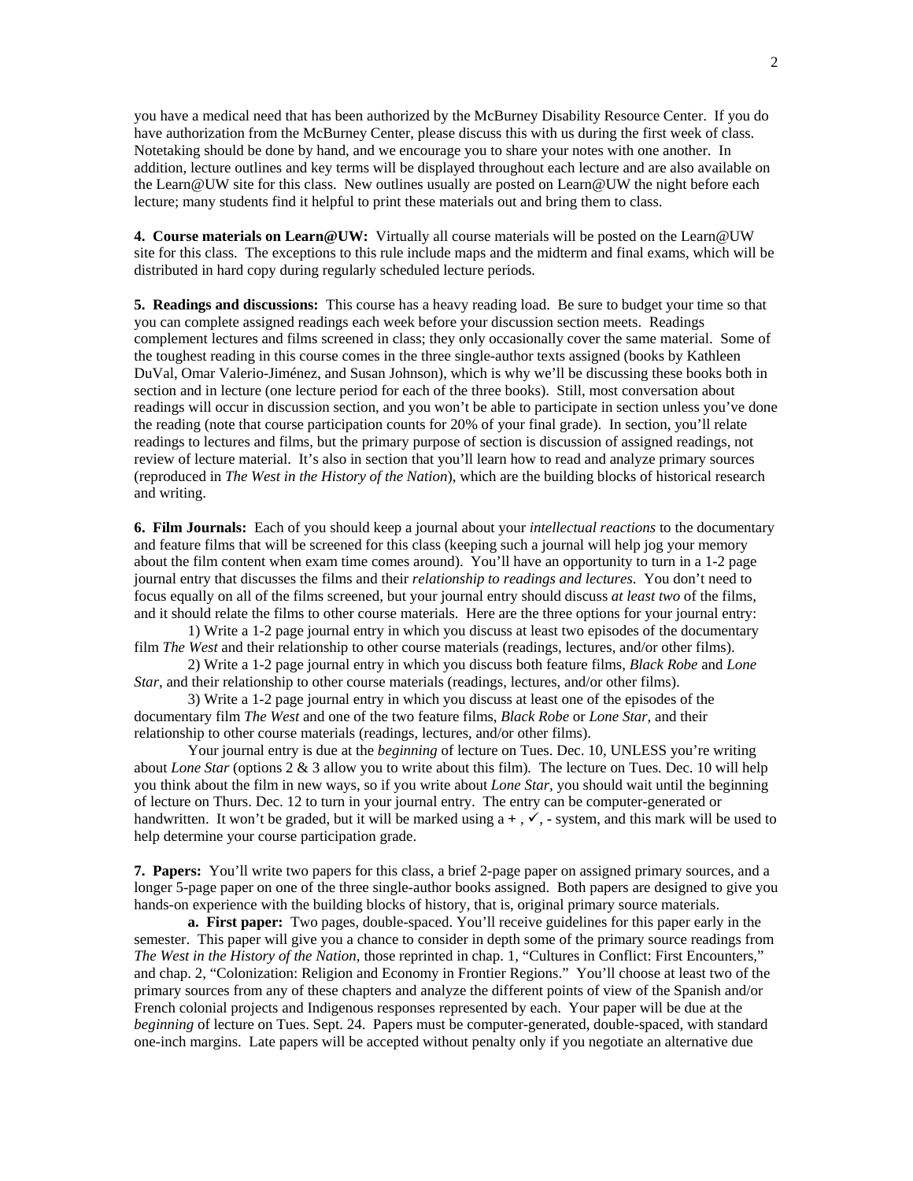you have a medical need that has been authorized by the McBurney Disability Resource Center. If you do have authorization from the McBurney Center, please discuss this with us during the first week of class. Notetaking should be done by hand, and we encourage you to share your notes with one another. In addition, lecture outlines and key terms will be displayed throughout each lecture and are also available on the Learn@UW site for this class. New outlines usually are posted on Learn@UW the night before each lecture; many students find it helpful to print these materials out and bring them to class.

**4. Course materials on Learn@UW:** Virtually all course materials will be posted on the Learn@UW site for this class. The exceptions to this rule include maps and the midterm and final exams, which will be distributed in hard copy during regularly scheduled lecture periods.

**5. Readings and discussions:** This course has a heavy reading load. Be sure to budget your time so that you can complete assigned readings each week before your discussion section meets. Readings complement lectures and films screened in class; they only occasionally cover the same material. Some of the toughest reading in this course comes in the three single-author texts assigned (books by Kathleen DuVal, Omar Valerio-Jiménez, and Susan Johnson), which is why we'll be discussing these books both in section and in lecture (one lecture period for each of the three books). Still, most conversation about readings will occur in discussion section, and you won't be able to participate in section unless you've done the reading (note that course participation counts for 20% of your final grade). In section, you'll relate readings to lectures and films, but the primary purpose of section is discussion of assigned readings, not review of lecture material. It's also in section that you'll learn how to read and analyze primary sources (reproduced in *The West in the History of the Nation*), which are the building blocks of historical research and writing.

**6. Film Journals:** Each of you should keep a journal about your *intellectual reactions* to the documentary and feature films that will be screened for this class (keeping such a journal will help jog your memory about the film content when exam time comes around). You'll have an opportunity to turn in a 1-2 page journal entry that discusses the films and their *relationship to readings and lectures*. You don't need to focus equally on all of the films screened, but your journal entry should discuss *at least two* of the films, and it should relate the films to other course materials. Here are the three options for your journal entry:

1) Write a 1-2 page journal entry in which you discuss at least two episodes of the documentary film *The West* and their relationship to other course materials (readings, lectures, and/or other films).

2) Write a 1-2 page journal entry in which you discuss both feature films, *Black Robe* and *Lone Star*, and their relationship to other course materials (readings, lectures, and/or other films).

3) Write a 1-2 page journal entry in which you discuss at least one of the episodes of the documentary film *The West* and one of the two feature films, *Black Robe* or *Lone Star,* and their relationship to other course materials (readings, lectures, and/or other films).

Your journal entry is due at the *beginning* of lecture on Tues. Dec. 10, UNLESS you're writing about *Lone Star* (options 2 & 3 allow you to write about this film). The lecture on Tues. Dec. 10 will help you think about the film in new ways, so if you write about *Lone Star*, you should wait until the beginning of lecture on Thurs. Dec. 12 to turn in your journal entry. The entry can be computer-generated or handwritten. It won't be graded, but it will be marked using a **+** , ✓, - system, and this mark will be used to help determine your course participation grade.

**7. Papers:** You'll write two papers for this class, a brief 2-page paper on assigned primary sources, and a longer 5-page paper on one of the three single-author books assigned. Both papers are designed to give you hands-on experience with the building blocks of history, that is, original primary source materials.

**a. First paper:** Two pages, double-spaced. You'll receive guidelines for this paper early in the semester. This paper will give you a chance to consider in depth some of the primary source readings from *The West in the History of the Nation*, those reprinted in chap. 1, "Cultures in Conflict: First Encounters," and chap. 2, "Colonization: Religion and Economy in Frontier Regions." You'll choose at least two of the primary sources from any of these chapters and analyze the different points of view of the Spanish and/or French colonial projects and Indigenous responses represented by each. Your paper will be due at the *beginning* of lecture on Tues. Sept. 24. Papers must be computer-generated, double-spaced, with standard one-inch margins. Late papers will be accepted without penalty only if you negotiate an alternative due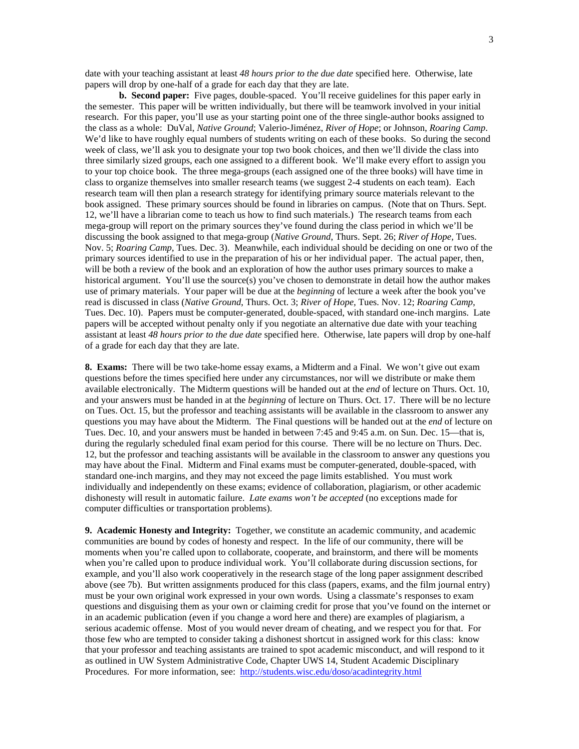date with your teaching assistant at least *48 hours prior to the due date* specified here. Otherwise, late papers will drop by one-half of a grade for each day that they are late.

**b. Second paper:** Five pages, double-spaced. You'll receive guidelines for this paper early in the semester. This paper will be written individually, but there will be teamwork involved in your initial research. For this paper, you'll use as your starting point one of the three single-author books assigned to the class as a whole: DuVal, *Native Ground*; Valerio-Jiménez, *River of Hope*; or Johnson, *Roaring Camp*. We'd like to have roughly equal numbers of students writing on each of these books. So during the second week of class, we'll ask you to designate your top two book choices, and then we'll divide the class into three similarly sized groups, each one assigned to a different book. We'll make every effort to assign you to your top choice book. The three mega-groups (each assigned one of the three books) will have time in class to organize themselves into smaller research teams (we suggest 2-4 students on each team). Each research team will then plan a research strategy for identifying primary source materials relevant to the book assigned. These primary sources should be found in libraries on campus. (Note that on Thurs. Sept. 12, we'll have a librarian come to teach us how to find such materials.) The research teams from each mega-group will report on the primary sources they've found during the class period in which we'll be discussing the book assigned to that mega-group (*Native Ground*, Thurs. Sept. 26; *River of Hope*, Tues. Nov. 5; *Roaring Camp*, Tues. Dec. 3). Meanwhile, each individual should be deciding on one or two of the primary sources identified to use in the preparation of his or her individual paper. The actual paper, then, will be both a review of the book and an exploration of how the author uses primary sources to make a historical argument. You'll use the source(s) you've chosen to demonstrate in detail how the author makes use of primary materials. Your paper will be due at the *beginning* of lecture a week after the book you've read is discussed in class (*Native Ground*, Thurs. Oct. 3; *River of Hope*, Tues. Nov. 12; *Roaring Camp*, Tues. Dec. 10). Papers must be computer-generated, double-spaced, with standard one-inch margins. Late papers will be accepted without penalty only if you negotiate an alternative due date with your teaching assistant at least *48 hours prior to the due date* specified here. Otherwise, late papers will drop by one-half of a grade for each day that they are late.

**8. Exams:** There will be two take-home essay exams, a Midterm and a Final. We won't give out exam questions before the times specified here under any circumstances, nor will we distribute or make them available electronically. The Midterm questions will be handed out at the *end* of lecture on Thurs. Oct. 10, and your answers must be handed in at the *beginning* of lecture on Thurs. Oct. 17. There will be no lecture on Tues. Oct. 15, but the professor and teaching assistants will be available in the classroom to answer any questions you may have about the Midterm. The Final questions will be handed out at the *end* of lecture on Tues. Dec. 10, and your answers must be handed in between 7:45 and 9:45 a.m. on Sun. Dec. 15—that is, during the regularly scheduled final exam period for this course. There will be no lecture on Thurs. Dec. 12, but the professor and teaching assistants will be available in the classroom to answer any questions you may have about the Final. Midterm and Final exams must be computer-generated, double-spaced, with standard one-inch margins, and they may not exceed the page limits established. You must work individually and independently on these exams; evidence of collaboration, plagiarism, or other academic dishonesty will result in automatic failure. *Late exams won't be accepted* (no exceptions made for computer difficulties or transportation problems).

**9. Academic Honesty and Integrity:** Together, we constitute an academic community, and academic communities are bound by codes of honesty and respect. In the life of our community, there will be moments when you're called upon to collaborate, cooperate, and brainstorm, and there will be moments when you're called upon to produce individual work. You'll collaborate during discussion sections, for example, and you'll also work cooperatively in the research stage of the long paper assignment described above (see 7b). But written assignments produced for this class (papers, exams, and the film journal entry) must be your own original work expressed in your own words. Using a classmate's responses to exam questions and disguising them as your own or claiming credit for prose that you've found on the internet or in an academic publication (even if you change a word here and there) are examples of plagiarism, a serious academic offense. Most of you would never dream of cheating, and we respect you for that. For those few who are tempted to consider taking a dishonest shortcut in assigned work for this class: know that your professor and teaching assistants are trained to spot academic misconduct, and will respond to it as outlined in UW System Administrative Code, Chapter UWS 14, Student Academic Disciplinary Procedures. For more information, see: http://students.wisc.edu/doso/acadintegrity.html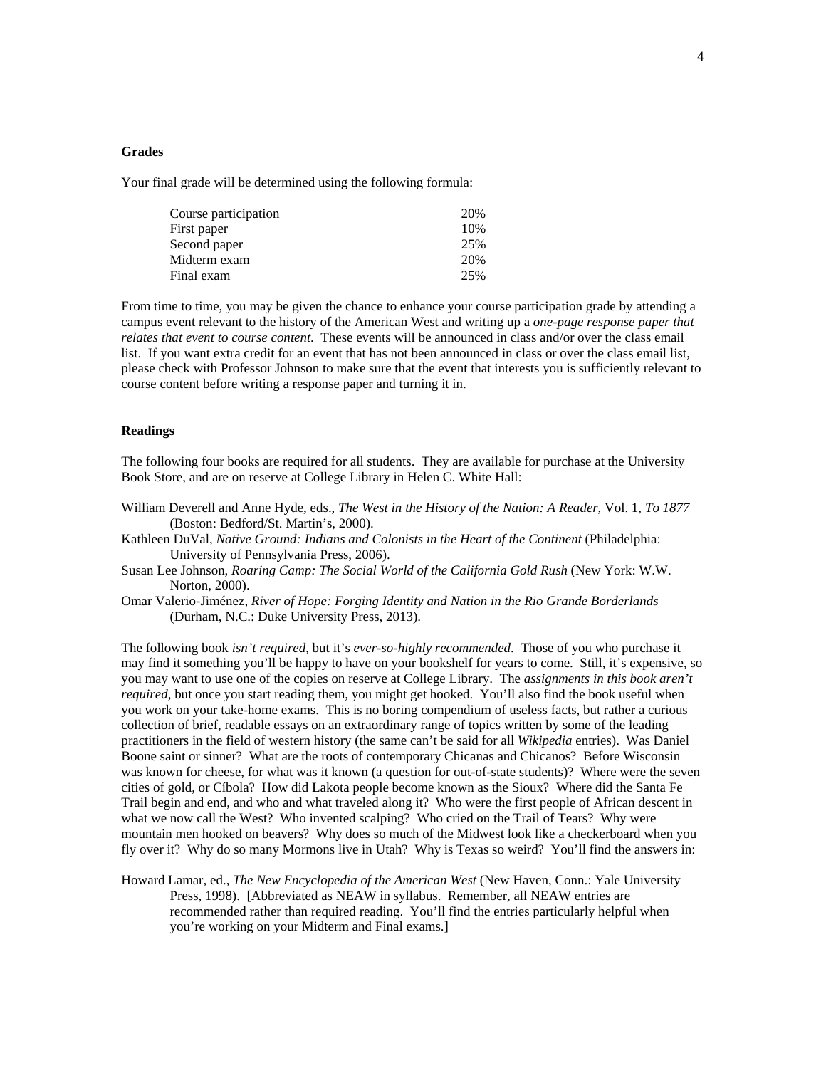**Grades**

Your final grade will be determined using the following formula:

| | |
|---|---|
| Course participation | 20% |
| First paper | 10% |
| Second paper | 25% |
| Midterm exam | 20% |
| Final exam | 25% |

From time to time, you may be given the chance to enhance your course participation grade by attending a campus event relevant to the history of the American West and writing up a *one-page response paper that relates that event to course content.* These events will be announced in class and/or over the class email list. If you want extra credit for an event that has not been announced in class or over the class email list, please check with Professor Johnson to make sure that the event that interests you is sufficiently relevant to course content before writing a response paper and turning it in.

**Readings**

The following four books are required for all students. They are available for purchase at the University Book Store, and are on reserve at College Library in Helen C. White Hall:

William Deverell and Anne Hyde, eds., *The West in the History of the Nation: A Reader*, Vol. 1, *To 1877* (Boston: Bedford/St. Martin's, 2000).

Kathleen DuVal, *Native Ground: Indians and Colonists in the Heart of the Continent* (Philadelphia: University of Pennsylvania Press, 2006).

Susan Lee Johnson, *Roaring Camp: The Social World of the California Gold Rush* (New York: W.W. Norton, 2000).

Omar Valerio-Jiménez, *River of Hope: Forging Identity and Nation in the Rio Grande Borderlands* (Durham, N.C.: Duke University Press, 2013).

The following book *isn't required*, but it's *ever-so-highly recommended*. Those of you who purchase it may find it something you'll be happy to have on your bookshelf for years to come. Still, it's expensive, so you may want to use one of the copies on reserve at College Library. The *assignments in this book aren't required*, but once you start reading them, you might get hooked. You'll also find the book useful when you work on your take-home exams. This is no boring compendium of useless facts, but rather a curious collection of brief, readable essays on an extraordinary range of topics written by some of the leading practitioners in the field of western history (the same can't be said for all *Wikipedia* entries). Was Daniel Boone saint or sinner? What are the roots of contemporary Chicanas and Chicanos? Before Wisconsin was known for cheese, for what was it known (a question for out-of-state students)? Where were the seven cities of gold, or Cíbola? How did Lakota people become known as the Sioux? Where did the Santa Fe Trail begin and end, and who and what traveled along it? Who were the first people of African descent in what we now call the West? Who invented scalping? Who cried on the Trail of Tears? Why were mountain men hooked on beavers? Why does so much of the Midwest look like a checkerboard when you fly over it? Why do so many Mormons live in Utah? Why is Texas so weird? You'll find the answers in:

Howard Lamar, ed., *The New Encyclopedia of the American West* (New Haven, Conn.: Yale University Press, 1998). [Abbreviated as NEAW in syllabus. Remember, all NEAW entries are recommended rather than required reading. You'll find the entries particularly helpful when you're working on your Midterm and Final exams.]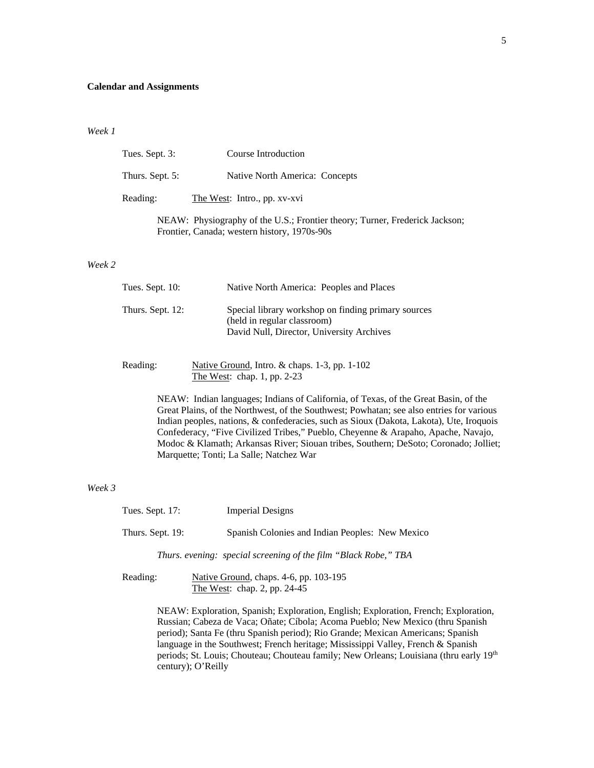**Calendar and Assignments**

*Week 1*

Tues. Sept. 3: Course Introduction

Thurs. Sept. 5: Native North America: Concepts

Reading: The West: Intro., pp. xv-xvi

NEAW: Physiography of the U.S.; Frontier theory; Turner, Frederick Jackson; Frontier, Canada; western history, 1970s-90s

*Week 2*

Tues. Sept. 10: Native North America: Peoples and Places

Thurs. Sept. 12: Special library workshop on finding primary sources (held in regular classroom) David Null, Director, University Archives

Reading: Native Ground, Intro. & chaps. 1-3, pp. 1-102
The West: chap. 1, pp. 2-23

NEAW: Indian languages; Indians of California, of Texas, of the Great Basin, of the Great Plains, of the Northwest, of the Southwest; Powhatan; see also entries for various Indian peoples, nations, & confederacies, such as Sioux (Dakota, Lakota), Ute, Iroquois Confederacy, "Five Civilized Tribes," Pueblo, Cheyenne & Arapaho, Apache, Navajo, Modoc & Klamath; Arkansas River; Siouan tribes, Southern; DeSoto; Coronado; Jolliet; Marquette; Tonti; La Salle; Natchez War

*Week 3*

Tues. Sept. 17: Imperial Designs

Thurs. Sept. 19: Spanish Colonies and Indian Peoples: New Mexico

*Thurs. evening: special screening of the film "Black Robe," TBA*

Reading: Native Ground, chaps. 4-6, pp. 103-195
The West: chap. 2, pp. 24-45

NEAW: Exploration, Spanish; Exploration, English; Exploration, French; Exploration, Russian; Cabeza de Vaca; Oñate; Cíbola; Acoma Pueblo; New Mexico (thru Spanish period); Santa Fe (thru Spanish period); Rio Grande; Mexican Americans; Spanish language in the Southwest; French heritage; Mississippi Valley, French & Spanish periods; St. Louis; Chouteau; Chouteau family; New Orleans; Louisiana (thru early 19th century); O'Reilly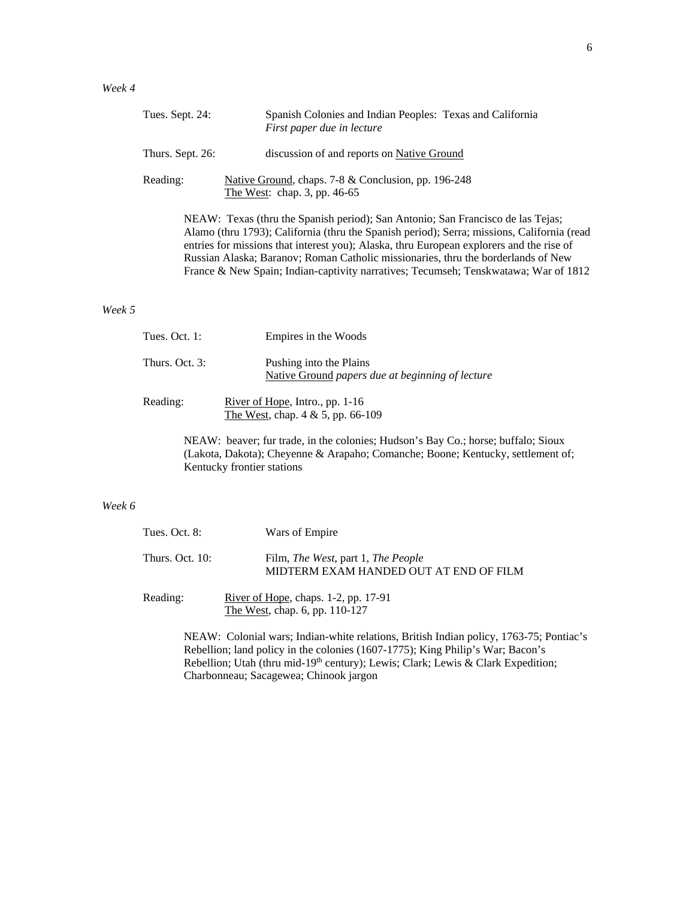*Week 4*

Tues. Sept. 24: Spanish Colonies and Indian Peoples: Texas and California
*First paper due in lecture*

Thurs. Sept. 26: discussion of and reports on Native Ground

Reading: Native Ground, chaps. 7-8 & Conclusion, pp. 196-248
The West: chap. 3, pp. 46-65

NEAW: Texas (thru the Spanish period); San Antonio; San Francisco de las Tejas; Alamo (thru 1793); California (thru the Spanish period); Serra; missions, California (read entries for missions that interest you); Alaska, thru European explorers and the rise of Russian Alaska; Baranov; Roman Catholic missionaries, thru the borderlands of New France & New Spain; Indian-captivity narratives; Tecumseh; Tenskwatawa; War of 1812

*Week 5*

Tues. Oct. 1: Empires in the Woods

Thurs. Oct. 3: Pushing into the Plains
Native Ground *papers due at beginning of lecture*

Reading: River of Hope, Intro., pp. 1-16
The West, chap. 4 & 5, pp. 66-109

NEAW: beaver; fur trade, in the colonies; Hudson's Bay Co.; horse; buffalo; Sioux (Lakota, Dakota); Cheyenne & Arapaho; Comanche; Boone; Kentucky, settlement of; Kentucky frontier stations

*Week 6*

Tues. Oct. 8: Wars of Empire

Thurs. Oct. 10: Film, *The West*, part 1, *The People*
MIDTERM EXAM HANDED OUT AT END OF FILM

Reading: River of Hope, chaps. 1-2, pp. 17-91
The West, chap. 6, pp. 110-127

NEAW: Colonial wars; Indian-white relations, British Indian policy, 1763-75; Pontiac's Rebellion; land policy in the colonies (1607-1775); King Philip's War; Bacon's Rebellion; Utah (thru mid-19th century); Lewis; Clark; Lewis & Clark Expedition; Charbonneau; Sacagewea; Chinook jargon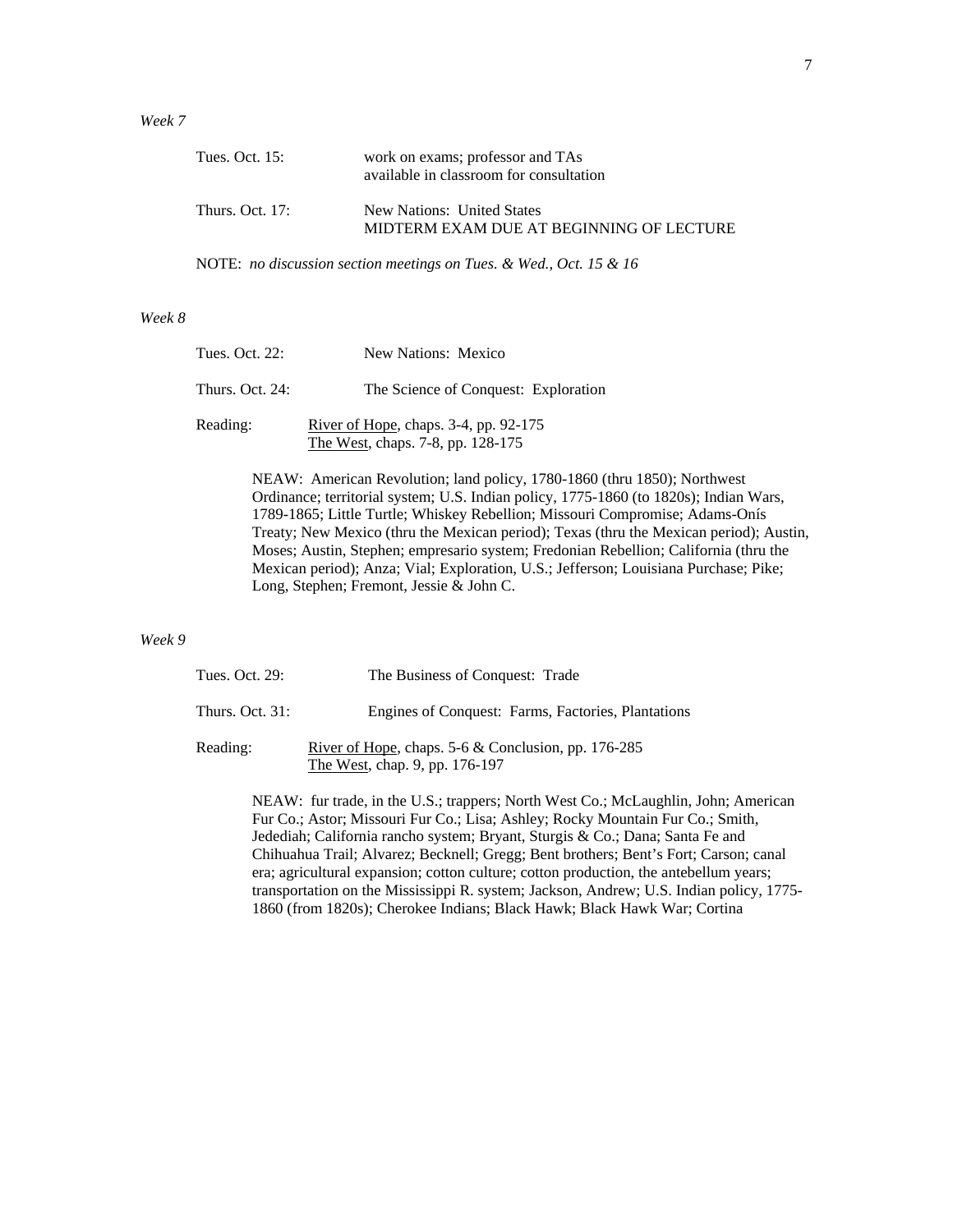*Week 7*

Tues. Oct. 15: work on exams; professor and TAs available in classroom for consultation

Thurs. Oct. 17: New Nations: United States
MIDTERM EXAM DUE AT BEGINNING OF LECTURE

NOTE: *no discussion section meetings on Tues. & Wed., Oct. 15 & 16*

*Week 8*

Tues. Oct. 22: New Nations: Mexico

Thurs. Oct. 24: The Science of Conquest: Exploration

Reading: River of Hope, chaps. 3-4, pp. 92-175
The West, chaps. 7-8, pp. 128-175

NEAW: American Revolution; land policy, 1780-1860 (thru 1850); Northwest Ordinance; territorial system; U.S. Indian policy, 1775-1860 (to 1820s); Indian Wars, 1789-1865; Little Turtle; Whiskey Rebellion; Missouri Compromise; Adams-Onís Treaty; New Mexico (thru the Mexican period); Texas (thru the Mexican period); Austin, Moses; Austin, Stephen; empresario system; Fredonian Rebellion; California (thru the Mexican period); Anza; Vial; Exploration, U.S.; Jefferson; Louisiana Purchase; Pike; Long, Stephen; Fremont, Jessie & John C.

*Week 9*

Tues. Oct. 29: The Business of Conquest: Trade

Thurs. Oct. 31: Engines of Conquest: Farms, Factories, Plantations

Reading: River of Hope, chaps. 5-6 & Conclusion, pp. 176-285
The West, chap. 9, pp. 176-197

NEAW: fur trade, in the U.S.; trappers; North West Co.; McLaughlin, John; American Fur Co.; Astor; Missouri Fur Co.; Lisa; Ashley; Rocky Mountain Fur Co.; Smith, Jedediah; California rancho system; Bryant, Sturgis & Co.; Dana; Santa Fe and Chihuahua Trail; Alvarez; Becknell; Gregg; Bent brothers; Bent's Fort; Carson; canal era; agricultural expansion; cotton culture; cotton production, the antebellum years; transportation on the Mississippi R. system; Jackson, Andrew; U.S. Indian policy, 1775-1860 (from 1820s); Cherokee Indians; Black Hawk; Black Hawk War; Cortina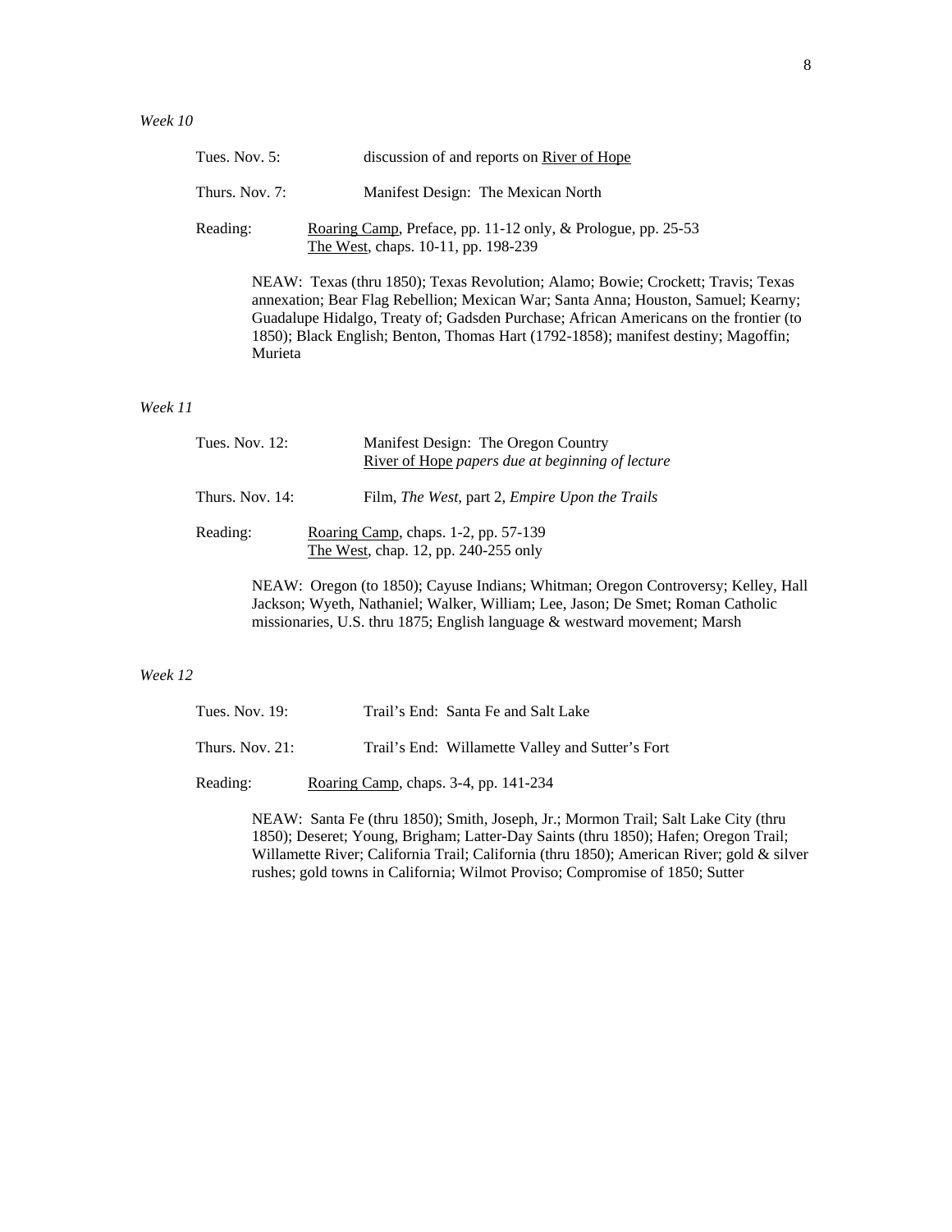*Week 10*

Tues. Nov. 5: discussion of and reports on River of Hope

Thurs. Nov. 7: Manifest Design: The Mexican North

Reading: Roaring Camp, Preface, pp. 11-12 only, & Prologue, pp. 25-53
The West, chaps. 10-11, pp. 198-239

NEAW: Texas (thru 1850); Texas Revolution; Alamo; Bowie; Crockett; Travis; Texas annexation; Bear Flag Rebellion; Mexican War; Santa Anna; Houston, Samuel; Kearny; Guadalupe Hidalgo, Treaty of; Gadsden Purchase; African Americans on the frontier (to 1850); Black English; Benton, Thomas Hart (1792-1858); manifest destiny; Magoffin; Murieta

*Week 11*

Tues. Nov. 12: Manifest Design: The Oregon Country
River of Hope *papers due at beginning of lecture*

Thurs. Nov. 14: Film, *The West*, part 2, *Empire Upon the Trails*

Reading: Roaring Camp, chaps. 1-2, pp. 57-139
The West, chap. 12, pp. 240-255 only

NEAW: Oregon (to 1850); Cayuse Indians; Whitman; Oregon Controversy; Kelley, Hall Jackson; Wyeth, Nathaniel; Walker, William; Lee, Jason; De Smet; Roman Catholic missionaries, U.S. thru 1875; English language & westward movement; Marsh

*Week 12*

Tues. Nov. 19: Trail's End: Santa Fe and Salt Lake

Thurs. Nov. 21: Trail's End: Willamette Valley and Sutter's Fort

Reading: Roaring Camp, chaps. 3-4, pp. 141-234

NEAW: Santa Fe (thru 1850); Smith, Joseph, Jr.; Mormon Trail; Salt Lake City (thru 1850); Deseret; Young, Brigham; Latter-Day Saints (thru 1850); Hafen; Oregon Trail; Willamette River; California Trail; California (thru 1850); American River; gold & silver rushes; gold towns in California; Wilmot Proviso; Compromise of 1850; Sutter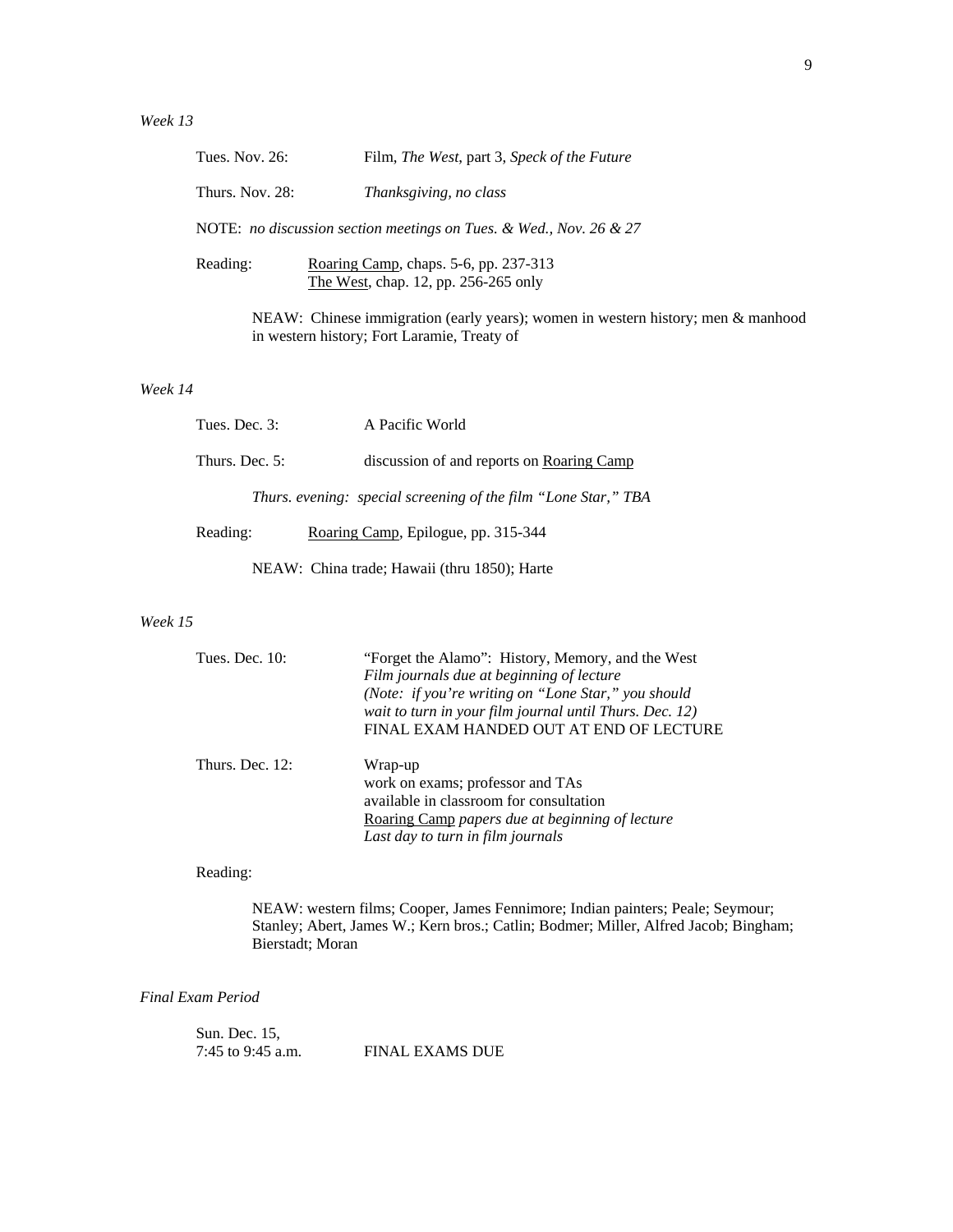*Week 13*

Tues. Nov. 26: Film, *The West*, part 3, *Speck of the Future*

Thurs. Nov. 28: *Thanksgiving, no class*

NOTE: *no discussion section meetings on Tues. & Wed., Nov. 26 & 27*

Reading: Roaring Camp, chaps. 5-6, pp. 237-313
The West, chap. 12, pp. 256-265 only

NEAW: Chinese immigration (early years); women in western history; men & manhood in western history; Fort Laramie, Treaty of

*Week 14*

Tues. Dec. 3: A Pacific World

Thurs. Dec. 5: discussion of and reports on Roaring Camp

*Thurs. evening: special screening of the film "Lone Star," TBA*

Reading: Roaring Camp, Epilogue, pp. 315-344

NEAW: China trade; Hawaii (thru 1850); Harte

*Week 15*

Tues. Dec. 10: "Forget the Alamo": History, Memory, and the West
*Film journals due at beginning of lecture*
*(Note: if you're writing on "Lone Star," you should wait to turn in your film journal until Thurs. Dec. 12)*
FINAL EXAM HANDED OUT AT END OF LECTURE

Thurs. Dec. 12: Wrap-up
work on exams; professor and TAs available in classroom for consultation
Roaring Camp *papers due at beginning of lecture*
*Last day to turn in film journals*

Reading:

NEAW: western films; Cooper, James Fennimore; Indian painters; Peale; Seymour; Stanley; Abert, James W.; Kern bros.; Catlin; Bodmer; Miller, Alfred Jacob; Bingham; Bierstadt; Moran

*Final Exam Period*

Sun. Dec. 15,
7:45 to 9:45 a.m. FINAL EXAMS DUE